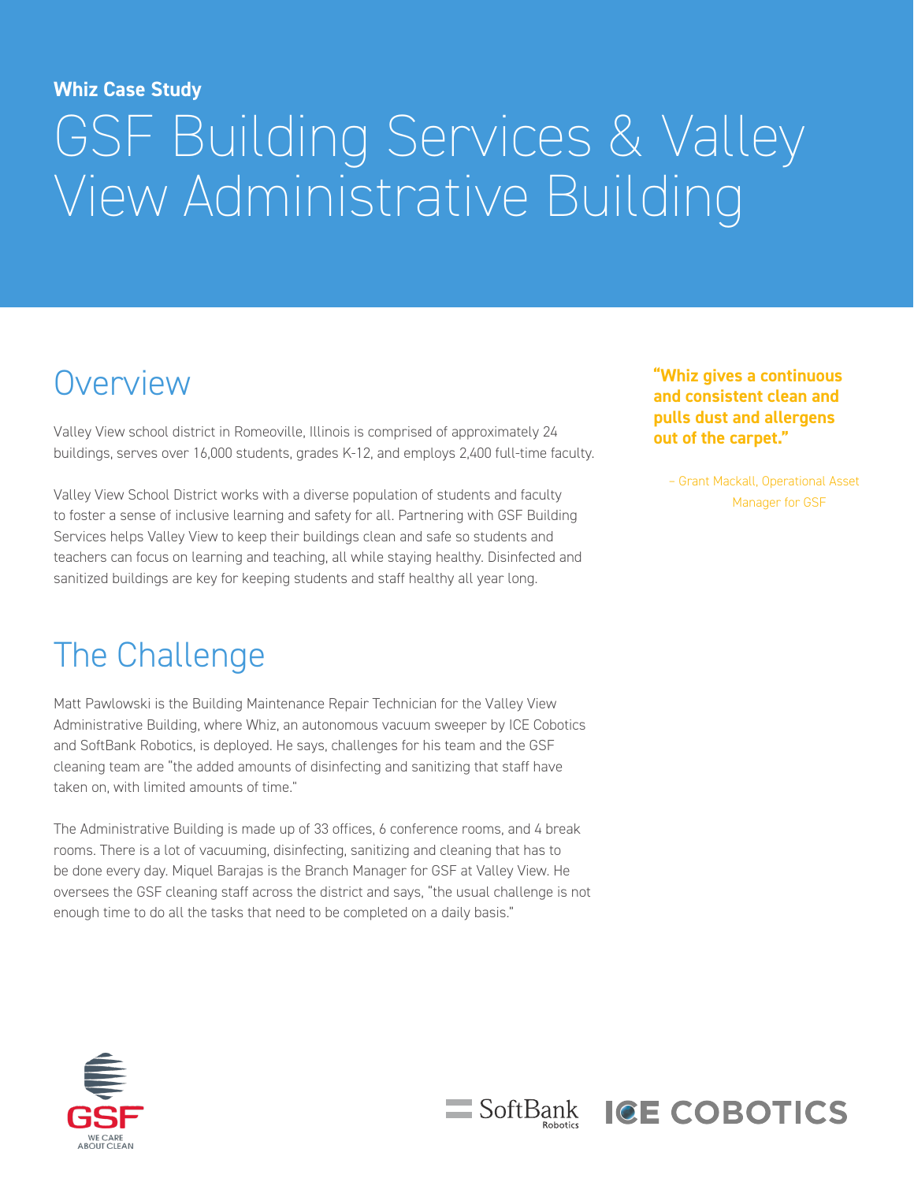**Whiz Case Study**

# GSF Building Services & Valley View Administrative Building

## Overview

Valley View school district in Romeoville, Illinois is comprised of approximately 24 buildings, serves over 16,000 students, grades K-12, and employs 2,400 full-time faculty.

Valley View School District works with a diverse population of students and faculty to foster a sense of inclusive learning and safety for all. Partnering with GSF Building Services helps Valley View to keep their buildings clean and safe so students and teachers can focus on learning and teaching, all while staying healthy. Disinfected and sanitized buildings are key for keeping students and staff healthy all year long.

**"Whiz gives a continuous and consistent clean and pulls dust and allergens out of the carpet."**

~ Grant Mackall, Operational Asset Manager for GSF

## The Challenge

Matt Pawlowski is the Building Maintenance Repair Technician for the Valley View Administrative Building, where Whiz, an autonomous vacuum sweeper by ICE Cobotics and SoftBank Robotics, is deployed. He says, challenges for his team and the GSF cleaning team are "the added amounts of disinfecting and sanitizing that staff have taken on, with limited amounts of time."

The Administrative Building is made up of 33 offices, 6 conference rooms, and 4 break rooms. There is a lot of vacuuming, disinfecting, sanitizing and cleaning that has to be done every day. Miquel Barajas is the Branch Manager for GSF at Valley View. He oversees the GSF cleaning staff across the district and says, "the usual challenge is not enough time to do all the tasks that need to be completed on a daily basis."

GSF WE CARE ABOUT CLEAN

SoftBank Robotics

ICE COBOTICS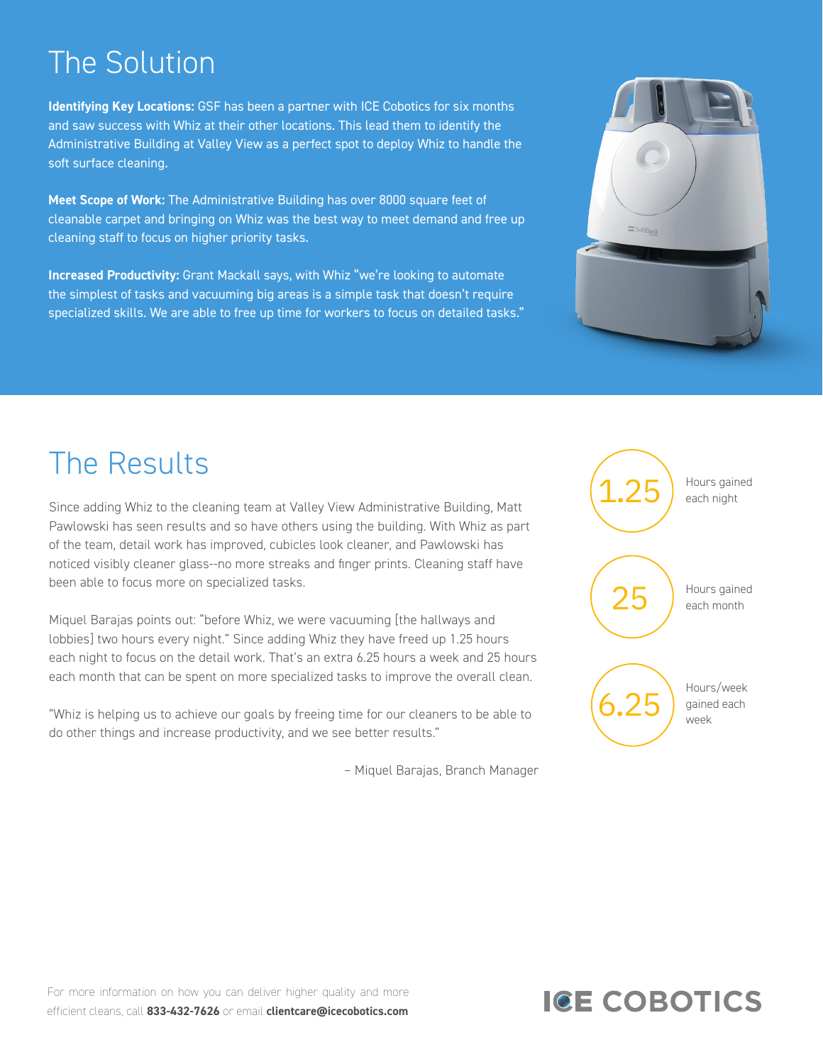# The Solution

**Identifying Key Locations:** GSF has been a partner with ICE Cobotics for six months and saw success with Whiz at their other locations. This lead them to identify the Administrative Building at Valley View as a perfect spot to deploy Whiz to handle the soft surface cleaning.

**Meet Scope of Work:** The Administrative Building has over 8000 square feet of cleanable carpet and bringing on Whiz was the best way to meet demand and free up cleaning staff to focus on higher priority tasks.

**Increased Productivity:** Grant Mackall says, with Whiz "we're looking to automate the simplest of tasks and vacuuming big areas is a simple task that doesn't require specialized skills. We are able to free up time for workers to focus on detailed tasks."

# The Results

Since adding Whiz to the cleaning team at Valley View Administrative Building, Matt Pawlowski has seen results and so have others using the building. With Whiz as part of the team, detail work has improved, cubicles look cleaner, and Pawlowski has noticed visibly cleaner glass--no more streaks and finger prints. Cleaning staff have been able to focus more on specialized tasks.

Miquel Barajas points out: "before Whiz, we were vacuuming [the hallways and lobbies] two hours every night." Since adding Whiz they have freed up 1.25 hours each night to focus on the detail work. That's an extra 6.25 hours a week and 25 hours each month that can be spent on more specialized tasks to improve the overall clean.

"Whiz is helping us to achieve our goals by freeing time for our cleaners to be able to do other things and increase productivity, and we see better results."

– Miquel Barajas, Branch Manager

**1.25** Hours gained each night

**25** Hours gained each month

**6.25** Hours/week gained each week

For more information on how you can deliver higher quality and more efficient cleans, call **833-432-7626** or email **clientcare@icecobotics.com**

ICE COBOTICS